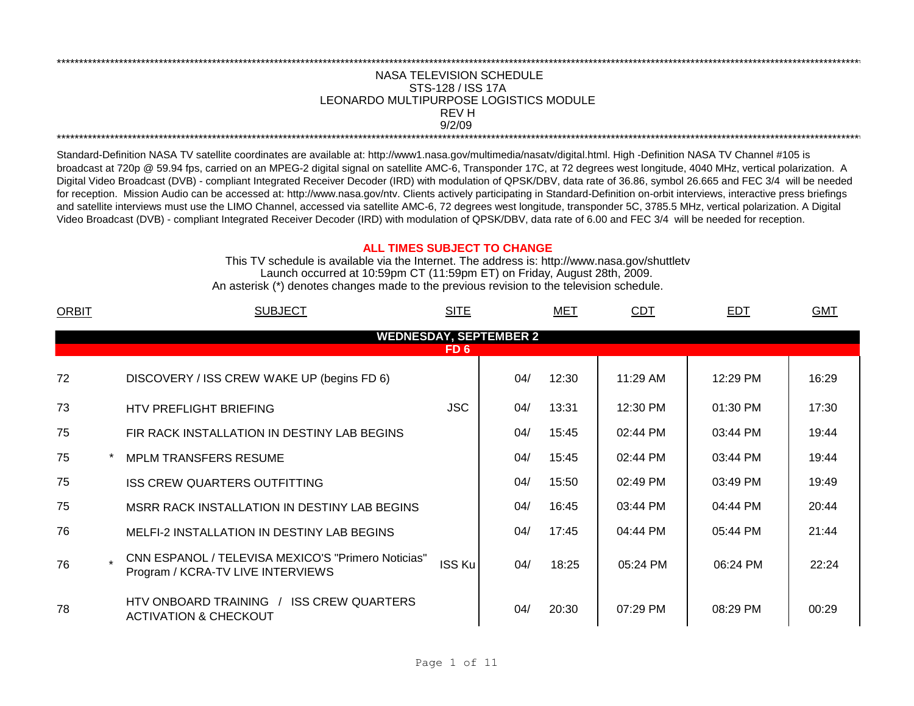NASA TELEVISION SCHEDULE
STS-128 / ISS 17A
LEONARDO MULTIPURPOSE LOGISTICS MODULE
REV H
9/2/09

Standard-Definition NASA TV satellite coordinates are available at: http://www1.nasa.gov/multimedia/nasatv/digital.html. High -Definition NASA TV Channel #105 is broadcast at 720p @ 59.94 fps, carried on an MPEG-2 digital signal on satellite AMC-6, Transponder 17C, at 72 degrees west longitude, 4040 MHz, vertical polarization. A Digital Video Broadcast (DVB) - compliant Integrated Receiver Decoder (IRD) with modulation of QPSK/DBV, data rate of 36.86, symbol 26.665 and FEC 3/4 will be needed for reception. Mission Audio can be accessed at: http://www.nasa.gov/ntv. Clients actively participating in Standard-Definition on-orbit interviews, interactive press briefings and satellite interviews must use the LIMO Channel, accessed via satellite AMC-6, 72 degrees west longitude, transponder 5C, 3785.5 MHz, vertical polarization. A Digital Video Broadcast (DVB) - compliant Integrated Receiver Decoder (IRD) with modulation of QPSK/DBV, data rate of 6.00 and FEC 3/4 will be needed for reception.

**ALL TIMES SUBJECT TO CHANGE**

This TV schedule is available via the Internet. The address is: http://www.nasa.gov/shuttletv
Launch occurred at 10:59pm CT (11:59pm ET) on Friday, August 28th, 2009.
An asterisk (*) denotes changes made to the previous revision to the television schedule.

| ORBIT | | SUBJECT | SITE | MET | | CDT | EDT | GMT |
|---|---|---|---|---|---|---|---|---|
| **WEDNESDAY, SEPTEMBER 2** | | | | | | | | |
| **FD 6** | | | | | | | | |
| 72 | | DISCOVERY / ISS CREW WAKE UP (begins FD 6) | | 04/ | 12:30 | 11:29 AM | 12:29 PM | 16:29 |
| 73 | | HTV PREFLIGHT BRIEFING | JSC | 04/ | 13:31 | 12:30 PM | 01:30 PM | 17:30 |
| 75 | | FIR RACK INSTALLATION IN DESTINY LAB BEGINS | | 04/ | 15:45 | 02:44 PM | 03:44 PM | 19:44 |
| 75 | * | MPLM TRANSFERS RESUME | | 04/ | 15:45 | 02:44 PM | 03:44 PM | 19:44 |
| 75 | | ISS CREW QUARTERS OUTFITTING | | 04/ | 15:50 | 02:49 PM | 03:49 PM | 19:49 |
| 75 | | MSRR RACK INSTALLATION IN DESTINY LAB BEGINS | | 04/ | 16:45 | 03:44 PM | 04:44 PM | 20:44 |
| 76 | | MELFI-2 INSTALLATION IN DESTINY LAB BEGINS | | 04/ | 17:45 | 04:44 PM | 05:44 PM | 21:44 |
| 76 | * | CNN ESPANOL / TELEVISA MEXICO'S "Primero Noticias" Program / KCRA-TV LIVE INTERVIEWS | ISS Ku | 04/ | 18:25 | 05:24 PM | 06:24 PM | 22:24 |
| 78 | | HTV ONBOARD TRAINING / ISS CREW QUARTERS ACTIVATION & CHECKOUT | | 04/ | 20:30 | 07:29 PM | 08:29 PM | 00:29 |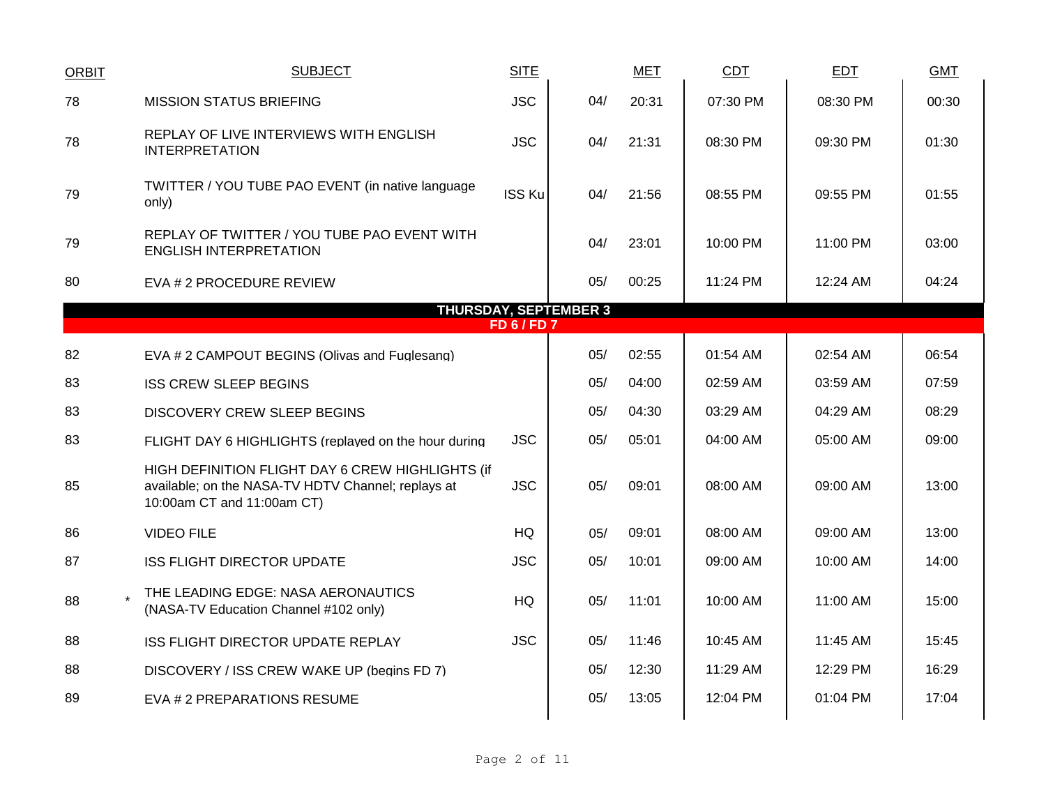| ORBIT | | SUBJECT | SITE | | MET | CDT | EDT | GMT |
|---|---|---|---|---|---|---|---|---|
| 78 | | MISSION STATUS BRIEFING | JSC | 04/ | 20:31 | 07:30 PM | 08:30 PM | 00:30 |
| 78 | | REPLAY OF LIVE INTERVIEWS WITH ENGLISH INTERPRETATION | JSC | 04/ | 21:31 | 08:30 PM | 09:30 PM | 01:30 |
| 79 | | TWITTER / YOU TUBE PAO EVENT (in native language only) | ISS Ku | 04/ | 21:56 | 08:55 PM | 09:55 PM | 01:55 |
| 79 | | REPLAY OF TWITTER / YOU TUBE PAO EVENT WITH ENGLISH INTERPRETATION | | 04/ | 23:01 | 10:00 PM | 11:00 PM | 03:00 |
| 80 | | EVA # 2 PROCEDURE REVIEW | | 05/ | 00:25 | 11:24 PM | 12:24 AM | 04:24 |
| | | **THURSDAY, SEPTEMBER 3** | | | | | | |
| | | **FD 6 / FD 7** | | | | | | |
| 82 | | EVA # 2 CAMPOUT BEGINS (Olivas and Fuglesang) | | 05/ | 02:55 | 01:54 AM | 02:54 AM | 06:54 |
| 83 | | ISS CREW SLEEP BEGINS | | 05/ | 04:00 | 02:59 AM | 03:59 AM | 07:59 |
| 83 | | DISCOVERY CREW SLEEP BEGINS | | 05/ | 04:30 | 03:29 AM | 04:29 AM | 08:29 |
| 83 | | FLIGHT DAY 6 HIGHLIGHTS (replayed on the hour during | JSC | 05/ | 05:01 | 04:00 AM | 05:00 AM | 09:00 |
| 85 | | HIGH DEFINITION FLIGHT DAY 6 CREW HIGHLIGHTS (if available; on the NASA-TV HDTV Channel; replays at 10:00am CT and 11:00am CT) | JSC | 05/ | 09:01 | 08:00 AM | 09:00 AM | 13:00 |
| 86 | | VIDEO FILE | HQ | 05/ | 09:01 | 08:00 AM | 09:00 AM | 13:00 |
| 87 | | ISS FLIGHT DIRECTOR UPDATE | JSC | 05/ | 10:01 | 09:00 AM | 10:00 AM | 14:00 |
| 88 | * | THE LEADING EDGE: NASA AERONAUTICS (NASA-TV Education Channel #102 only) | HQ | 05/ | 11:01 | 10:00 AM | 11:00 AM | 15:00 |
| 88 | | ISS FLIGHT DIRECTOR UPDATE REPLAY | JSC | 05/ | 11:46 | 10:45 AM | 11:45 AM | 15:45 |
| 88 | | DISCOVERY / ISS CREW WAKE UP (begins FD 7) | | 05/ | 12:30 | 11:29 AM | 12:29 PM | 16:29 |
| 89 | | EVA # 2 PREPARATIONS RESUME | | 05/ | 13:05 | 12:04 PM | 01:04 PM | 17:04 |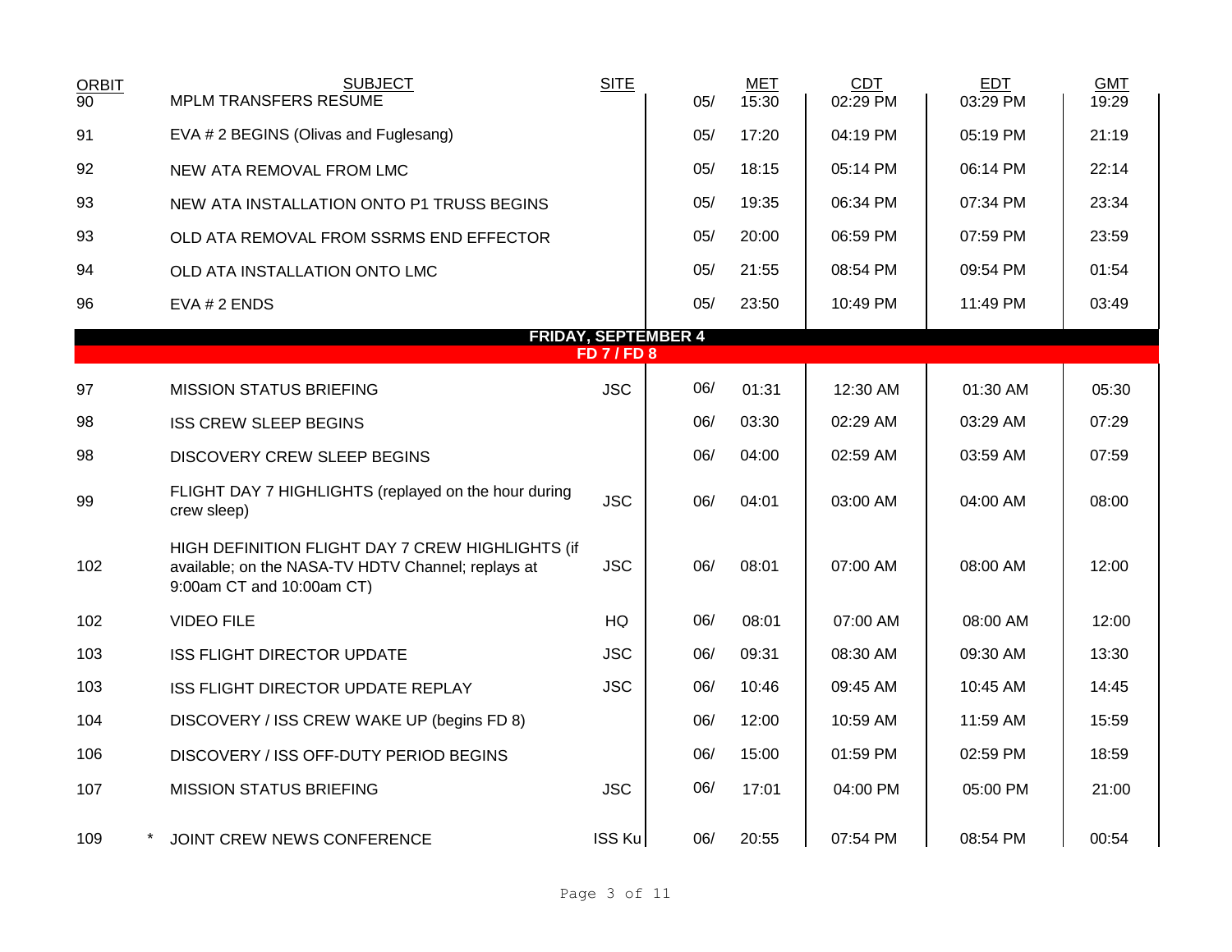| ORBIT | SUBJECT | SITE | | MET | CDT | EDT | GMT |
|---|---|---|---|---|---|---|---|
| 90 | MPLM TRANSFERS RESUME | | 05/ | 15:30 | 02:29 PM | 03:29 PM | 19:29 |
| 91 | EVA # 2 BEGINS (Olivas and Fuglesang) | | 05/ | 17:20 | 04:19 PM | 05:19 PM | 21:19 |
| 92 | NEW ATA REMOVAL FROM LMC | | 05/ | 18:15 | 05:14 PM | 06:14 PM | 22:14 |
| 93 | NEW ATA INSTALLATION ONTO P1 TRUSS BEGINS | | 05/ | 19:35 | 06:34 PM | 07:34 PM | 23:34 |
| 93 | OLD ATA REMOVAL FROM SSRMS END EFFECTOR | | 05/ | 20:00 | 06:59 PM | 07:59 PM | 23:59 |
| 94 | OLD ATA INSTALLATION ONTO LMC | | 05/ | 21:55 | 08:54 PM | 09:54 PM | 01:54 |
| 96 | EVA # 2 ENDS | | 05/ | 23:50 | 10:49 PM | 11:49 PM | 03:49 |
| | **FRIDAY, SEPTEMBER 4** | | | | | | |
| | **FD 7 / FD 8** | | | | | | |
| 97 | MISSION STATUS BRIEFING | JSC | 06/ | 01:31 | 12:30 AM | 01:30 AM | 05:30 |
| 98 | ISS CREW SLEEP BEGINS | | 06/ | 03:30 | 02:29 AM | 03:29 AM | 07:29 |
| 98 | DISCOVERY CREW SLEEP BEGINS | | 06/ | 04:00 | 02:59 AM | 03:59 AM | 07:59 |
| 99 | FLIGHT DAY 7 HIGHLIGHTS (replayed on the hour during crew sleep) | JSC | 06/ | 04:01 | 03:00 AM | 04:00 AM | 08:00 |
| 102 | HIGH DEFINITION FLIGHT DAY 7 CREW HIGHLIGHTS (if available; on the NASA-TV HDTV Channel; replays at 9:00am CT and 10:00am CT) | JSC | 06/ | 08:01 | 07:00 AM | 08:00 AM | 12:00 |
| 102 | VIDEO FILE | HQ | 06/ | 08:01 | 07:00 AM | 08:00 AM | 12:00 |
| 103 | ISS FLIGHT DIRECTOR UPDATE | JSC | 06/ | 09:31 | 08:30 AM | 09:30 AM | 13:30 |
| 103 | ISS FLIGHT DIRECTOR UPDATE REPLAY | JSC | 06/ | 10:46 | 09:45 AM | 10:45 AM | 14:45 |
| 104 | DISCOVERY / ISS CREW WAKE UP (begins FD 8) | | 06/ | 12:00 | 10:59 AM | 11:59 AM | 15:59 |
| 106 | DISCOVERY / ISS OFF-DUTY PERIOD BEGINS | | 06/ | 15:00 | 01:59 PM | 02:59 PM | 18:59 |
| 107 | MISSION STATUS BRIEFING | JSC | 06/ | 17:01 | 04:00 PM | 05:00 PM | 21:00 |
| 109 | * JOINT CREW NEWS CONFERENCE | ISS Ku | 06/ | 20:55 | 07:54 PM | 08:54 PM | 00:54 |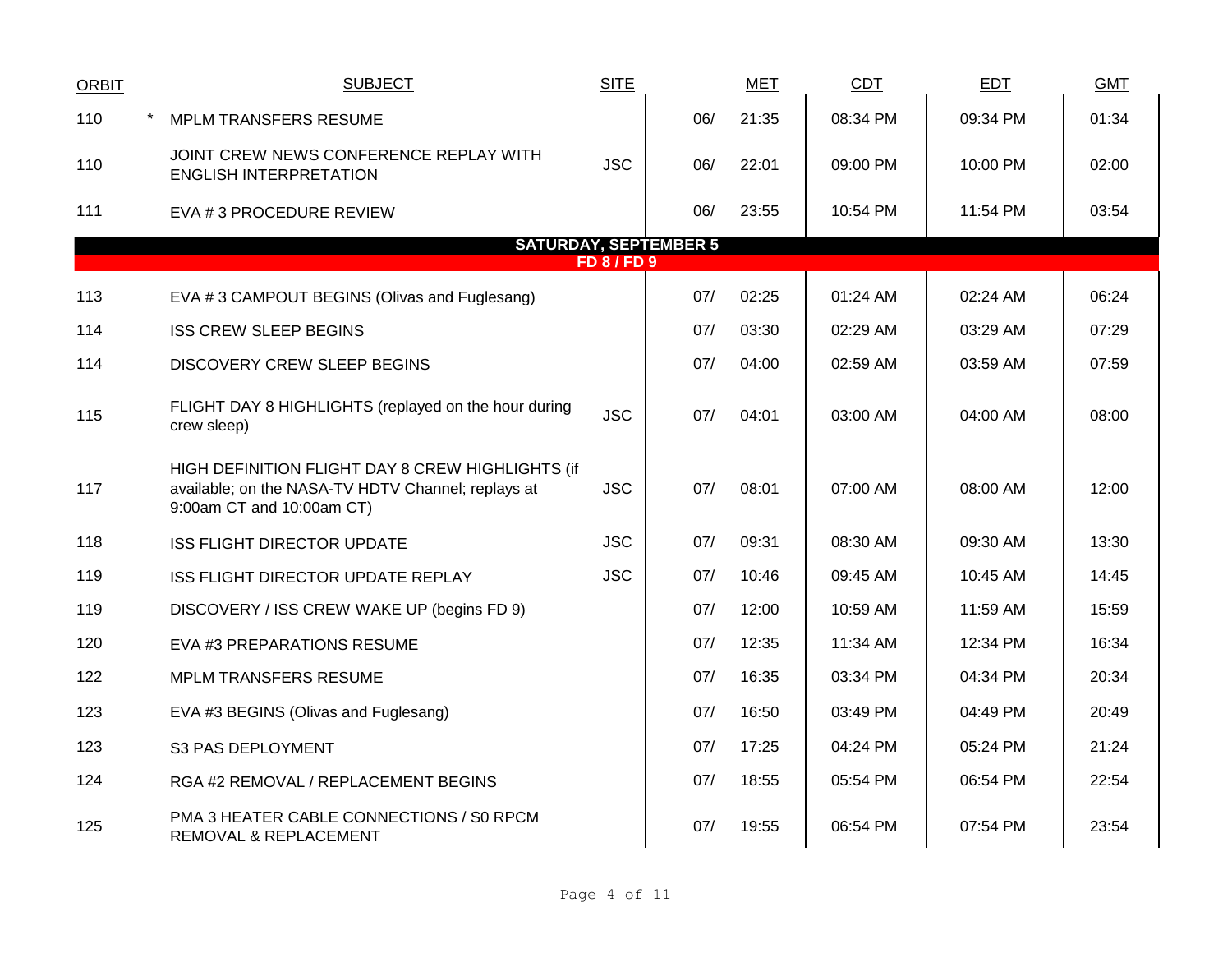| ORBIT | | SUBJECT | SITE | | MET | CDT | EDT | GMT |
|---|---|---|---|---|---|---|---|---|
| 110 | * | MPLM TRANSFERS RESUME | | 06/ | 21:35 | 08:34 PM | 09:34 PM | 01:34 |
| 110 | | JOINT CREW NEWS CONFERENCE REPLAY WITH ENGLISH INTERPRETATION | JSC | 06/ | 22:01 | 09:00 PM | 10:00 PM | 02:00 |
| 111 | | EVA # 3 PROCEDURE REVIEW | | 06/ | 23:55 | 10:54 PM | 11:54 PM | 03:54 |
| | | **SATURDAY, SEPTEMBER 5** | | | | | | |
| | | **FD 8 / FD 9** | | | | | | |
| 113 | | EVA # 3 CAMPOUT BEGINS (Olivas and Fuglesang) | | 07/ | 02:25 | 01:24 AM | 02:24 AM | 06:24 |
| 114 | | ISS CREW SLEEP BEGINS | | 07/ | 03:30 | 02:29 AM | 03:29 AM | 07:29 |
| 114 | | DISCOVERY CREW SLEEP BEGINS | | 07/ | 04:00 | 02:59 AM | 03:59 AM | 07:59 |
| 115 | | FLIGHT DAY 8 HIGHLIGHTS (replayed on the hour during crew sleep) | JSC | 07/ | 04:01 | 03:00 AM | 04:00 AM | 08:00 |
| 117 | | HIGH DEFINITION FLIGHT DAY 8 CREW HIGHLIGHTS (if available; on the NASA-TV HDTV Channel; replays at 9:00am CT and 10:00am CT) | JSC | 07/ | 08:01 | 07:00 AM | 08:00 AM | 12:00 |
| 118 | | ISS FLIGHT DIRECTOR UPDATE | JSC | 07/ | 09:31 | 08:30 AM | 09:30 AM | 13:30 |
| 119 | | ISS FLIGHT DIRECTOR UPDATE REPLAY | JSC | 07/ | 10:46 | 09:45 AM | 10:45 AM | 14:45 |
| 119 | | DISCOVERY / ISS CREW WAKE UP (begins FD 9) | | 07/ | 12:00 | 10:59 AM | 11:59 AM | 15:59 |
| 120 | | EVA #3 PREPARATIONS RESUME | | 07/ | 12:35 | 11:34 AM | 12:34 PM | 16:34 |
| 122 | | MPLM TRANSFERS RESUME | | 07/ | 16:35 | 03:34 PM | 04:34 PM | 20:34 |
| 123 | | EVA #3 BEGINS (Olivas and Fuglesang) | | 07/ | 16:50 | 03:49 PM | 04:49 PM | 20:49 |
| 123 | | S3 PAS DEPLOYMENT | | 07/ | 17:25 | 04:24 PM | 05:24 PM | 21:24 |
| 124 | | RGA #2 REMOVAL / REPLACEMENT BEGINS | | 07/ | 18:55 | 05:54 PM | 06:54 PM | 22:54 |
| 125 | | PMA 3 HEATER CABLE CONNECTIONS / S0 RPCM REMOVAL & REPLACEMENT | | 07/ | 19:55 | 06:54 PM | 07:54 PM | 23:54 |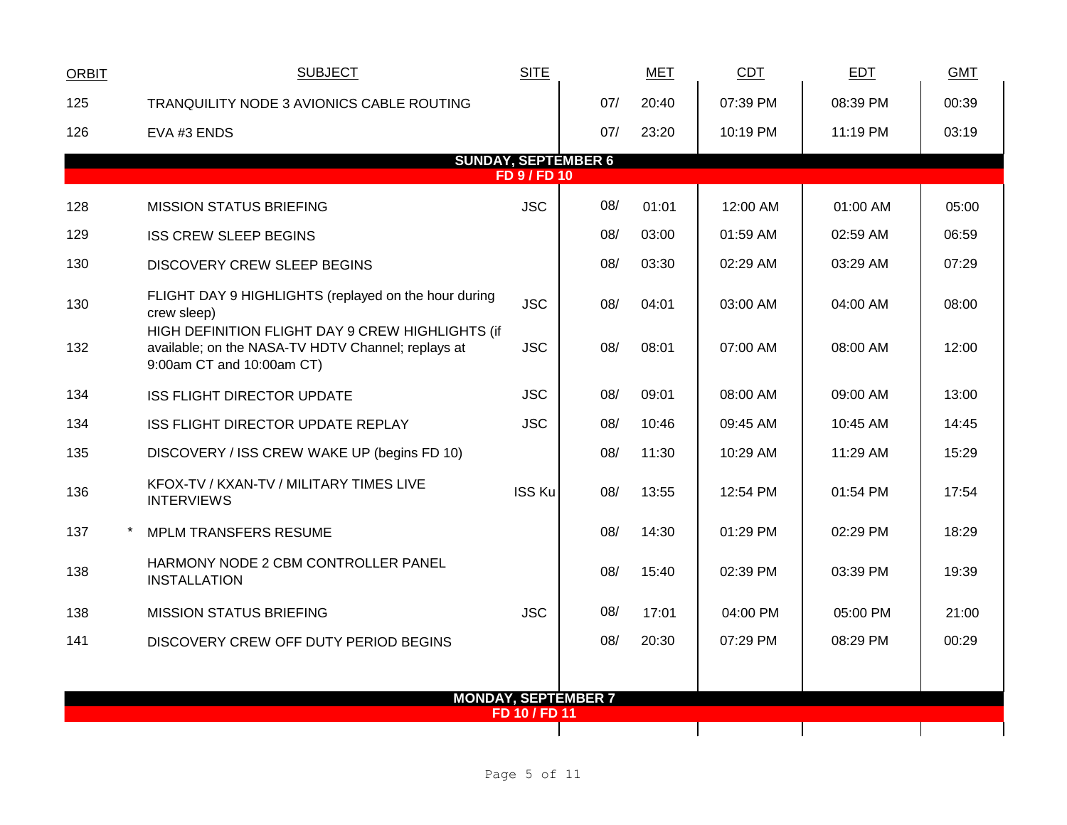| ORBIT | | SUBJECT | SITE | | MET | CDT | EDT | GMT |
|---|---|---|---|---|---|---|---|---|
| 125 | | TRANQUILITY NODE 3 AVIONICS CABLE ROUTING | | 07/ | 20:40 | 07:39 PM | 08:39 PM | 00:39 |
| 126 | | EVA #3 ENDS | | 07/ | 23:20 | 10:19 PM | 11:19 PM | 03:19 |
| | | **SUNDAY, SEPTEMBER 6** | | | | | | |
| | | **FD 9 / FD 10** | | | | | | |
| 128 | | MISSION STATUS BRIEFING | JSC | 08/ | 01:01 | 12:00 AM | 01:00 AM | 05:00 |
| 129 | | ISS CREW SLEEP BEGINS | | 08/ | 03:00 | 01:59 AM | 02:59 AM | 06:59 |
| 130 | | DISCOVERY CREW SLEEP BEGINS | | 08/ | 03:30 | 02:29 AM | 03:29 AM | 07:29 |
| 130 | | FLIGHT DAY 9 HIGHLIGHTS (replayed on the hour during crew sleep) | JSC | 08/ | 04:01 | 03:00 AM | 04:00 AM | 08:00 |
| 132 | | HIGH DEFINITION FLIGHT DAY 9 CREW HIGHLIGHTS (if available; on the NASA-TV HDTV Channel; replays at 9:00am CT and 10:00am CT) | JSC | 08/ | 08:01 | 07:00 AM | 08:00 AM | 12:00 |
| 134 | | ISS FLIGHT DIRECTOR UPDATE | JSC | 08/ | 09:01 | 08:00 AM | 09:00 AM | 13:00 |
| 134 | | ISS FLIGHT DIRECTOR UPDATE REPLAY | JSC | 08/ | 10:46 | 09:45 AM | 10:45 AM | 14:45 |
| 135 | | DISCOVERY / ISS CREW WAKE UP (begins FD 10) | | 08/ | 11:30 | 10:29 AM | 11:29 AM | 15:29 |
| 136 | | KFOX-TV / KXAN-TV / MILITARY TIMES LIVE INTERVIEWS | ISS Ku | 08/ | 13:55 | 12:54 PM | 01:54 PM | 17:54 |
| 137 | * | MPLM TRANSFERS RESUME | | 08/ | 14:30 | 01:29 PM | 02:29 PM | 18:29 |
| 138 | | HARMONY NODE 2 CBM CONTROLLER PANEL INSTALLATION | | 08/ | 15:40 | 02:39 PM | 03:39 PM | 19:39 |
| 138 | | MISSION STATUS BRIEFING | JSC | 08/ | 17:01 | 04:00 PM | 05:00 PM | 21:00 |
| 141 | | DISCOVERY CREW OFF DUTY PERIOD BEGINS | | 08/ | 20:30 | 07:29 PM | 08:29 PM | 00:29 |
| | | **MONDAY, SEPTEMBER 7** | | | | | | |
| | | **FD 10 / FD 11** | | | | | | |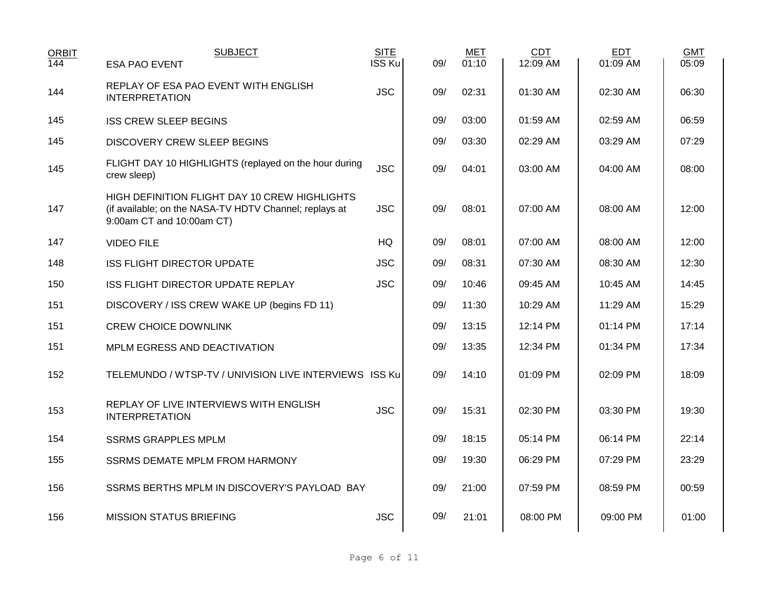| ORBIT | SUBJECT | SITE | | MET | CDT | EDT | GMT |
|---|---|---|---|---|---|---|---|
| 144 | ESA PAO EVENT | ISS Ku | 09/ | 01:10 | 12:09 AM | 01:09 AM | 05:09 |
| 144 | REPLAY OF ESA PAO EVENT WITH ENGLISH INTERPRETATION | JSC | 09/ | 02:31 | 01:30 AM | 02:30 AM | 06:30 |
| 145 | ISS CREW SLEEP BEGINS | | 09/ | 03:00 | 01:59 AM | 02:59 AM | 06:59 |
| 145 | DISCOVERY CREW SLEEP BEGINS | | 09/ | 03:30 | 02:29 AM | 03:29 AM | 07:29 |
| 145 | FLIGHT DAY 10 HIGHLIGHTS (replayed on the hour during crew sleep) | JSC | 09/ | 04:01 | 03:00 AM | 04:00 AM | 08:00 |
| 147 | HIGH DEFINITION FLIGHT DAY 10 CREW HIGHLIGHTS (if available; on the NASA-TV HDTV Channel; replays at 9:00am CT and 10:00am CT) | JSC | 09/ | 08:01 | 07:00 AM | 08:00 AM | 12:00 |
| 147 | VIDEO FILE | HQ | 09/ | 08:01 | 07:00 AM | 08:00 AM | 12:00 |
| 148 | ISS FLIGHT DIRECTOR UPDATE | JSC | 09/ | 08:31 | 07:30 AM | 08:30 AM | 12:30 |
| 150 | ISS FLIGHT DIRECTOR UPDATE REPLAY | JSC | 09/ | 10:46 | 09:45 AM | 10:45 AM | 14:45 |
| 151 | DISCOVERY / ISS CREW WAKE UP (begins FD 11) | | 09/ | 11:30 | 10:29 AM | 11:29 AM | 15:29 |
| 151 | CREW CHOICE DOWNLINK | | 09/ | 13:15 | 12:14 PM | 01:14 PM | 17:14 |
| 151 | MPLM EGRESS AND DEACTIVATION | | 09/ | 13:35 | 12:34 PM | 01:34 PM | 17:34 |
| 152 | TELEMUNDO / WTSP-TV / UNIVISION LIVE INTERVIEWS | ISS Ku | 09/ | 14:10 | 01:09 PM | 02:09 PM | 18:09 |
| 153 | REPLAY OF LIVE INTERVIEWS WITH ENGLISH INTERPRETATION | JSC | 09/ | 15:31 | 02:30 PM | 03:30 PM | 19:30 |
| 154 | SSRMS GRAPPLES MPLM | | 09/ | 18:15 | 05:14 PM | 06:14 PM | 22:14 |
| 155 | SSRMS DEMATE MPLM FROM HARMONY | | 09/ | 19:30 | 06:29 PM | 07:29 PM | 23:29 |
| 156 | SSRMS BERTHS MPLM IN DISCOVERY'S PAYLOAD BAY | | 09/ | 21:00 | 07:59 PM | 08:59 PM | 00:59 |
| 156 | MISSION STATUS BRIEFING | JSC | 09/ | 21:01 | 08:00 PM | 09:00 PM | 01:00 |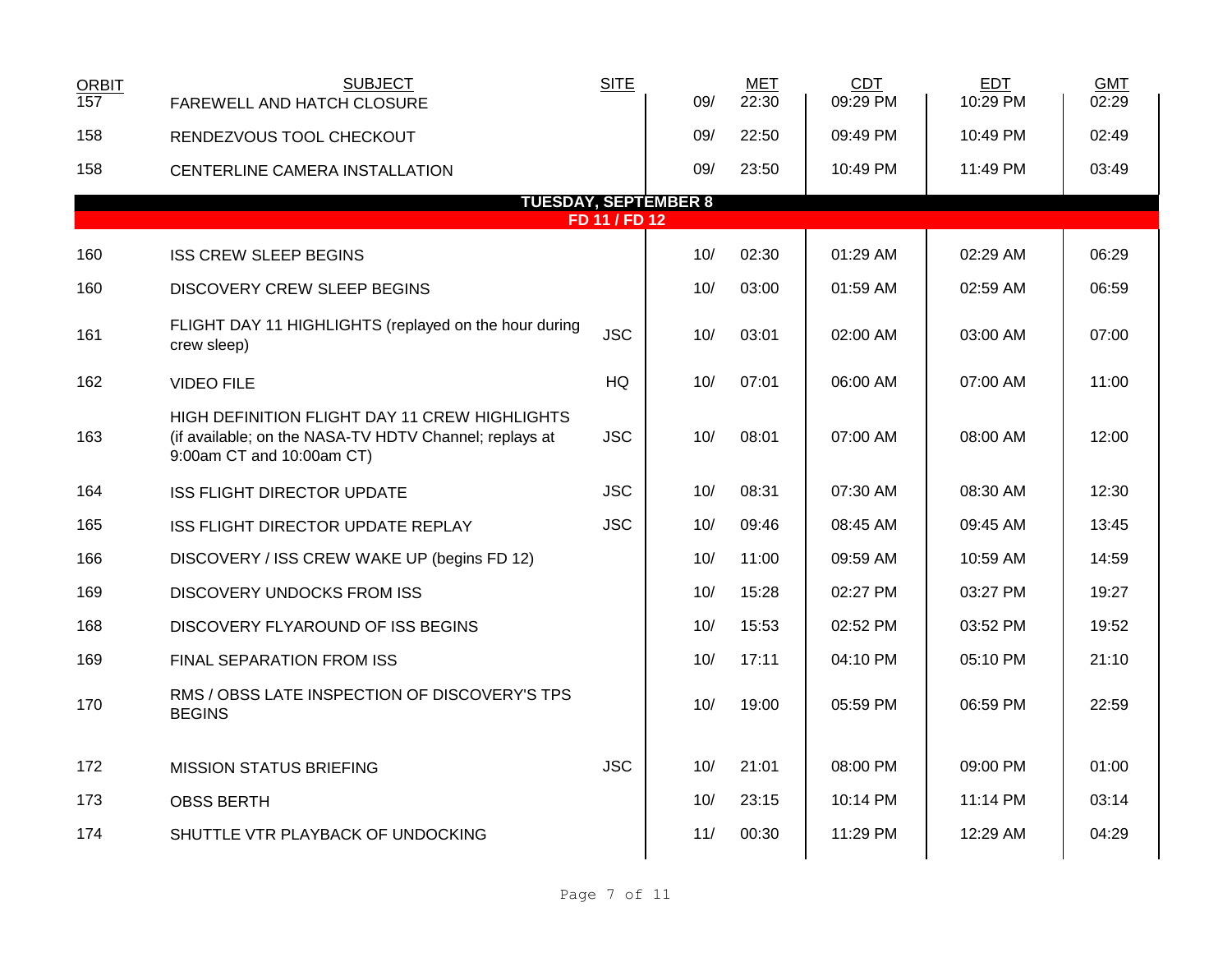| ORBIT | SUBJECT | SITE | | MET | CDT | EDT | GMT |
|---|---|---|---|---|---|---|---|
| 157 | FAREWELL AND HATCH CLOSURE | | 09/ | 22:30 | 09:29 PM | 10:29 PM | 02:29 |
| 158 | RENDEZVOUS TOOL CHECKOUT | | 09/ | 22:50 | 09:49 PM | 10:49 PM | 02:49 |
| 158 | CENTERLINE CAMERA INSTALLATION | | 09/ | 23:50 | 10:49 PM | 11:49 PM | 03:49 |
| **TUESDAY, SEPTEMBER 8** | | | | | | | |
| **FD 11 / FD 12** | | | | | | | |
| 160 | ISS CREW SLEEP BEGINS | | 10/ | 02:30 | 01:29 AM | 02:29 AM | 06:29 |
| 160 | DISCOVERY CREW SLEEP BEGINS | | 10/ | 03:00 | 01:59 AM | 02:59 AM | 06:59 |
| 161 | FLIGHT DAY 11 HIGHLIGHTS (replayed on the hour during crew sleep) | JSC | 10/ | 03:01 | 02:00 AM | 03:00 AM | 07:00 |
| 162 | VIDEO FILE | HQ | 10/ | 07:01 | 06:00 AM | 07:00 AM | 11:00 |
| 163 | HIGH DEFINITION FLIGHT DAY 11 CREW HIGHLIGHTS (if available; on the NASA-TV HDTV Channel; replays at 9:00am CT and 10:00am CT) | JSC | 10/ | 08:01 | 07:00 AM | 08:00 AM | 12:00 |
| 164 | ISS FLIGHT DIRECTOR UPDATE | JSC | 10/ | 08:31 | 07:30 AM | 08:30 AM | 12:30 |
| 165 | ISS FLIGHT DIRECTOR UPDATE REPLAY | JSC | 10/ | 09:46 | 08:45 AM | 09:45 AM | 13:45 |
| 166 | DISCOVERY / ISS CREW WAKE UP (begins FD 12) | | 10/ | 11:00 | 09:59 AM | 10:59 AM | 14:59 |
| 169 | DISCOVERY UNDOCKS FROM ISS | | 10/ | 15:28 | 02:27 PM | 03:27 PM | 19:27 |
| 168 | DISCOVERY FLYAROUND OF ISS BEGINS | | 10/ | 15:53 | 02:52 PM | 03:52 PM | 19:52 |
| 169 | FINAL SEPARATION FROM ISS | | 10/ | 17:11 | 04:10 PM | 05:10 PM | 21:10 |
| 170 | RMS / OBSS LATE INSPECTION OF DISCOVERY'S TPS BEGINS | | 10/ | 19:00 | 05:59 PM | 06:59 PM | 22:59 |
| 172 | MISSION STATUS BRIEFING | JSC | 10/ | 21:01 | 08:00 PM | 09:00 PM | 01:00 |
| 173 | OBSS BERTH | | 10/ | 23:15 | 10:14 PM | 11:14 PM | 03:14 |
| 174 | SHUTTLE VTR PLAYBACK OF UNDOCKING | | 11/ | 00:30 | 11:29 PM | 12:29 AM | 04:29 |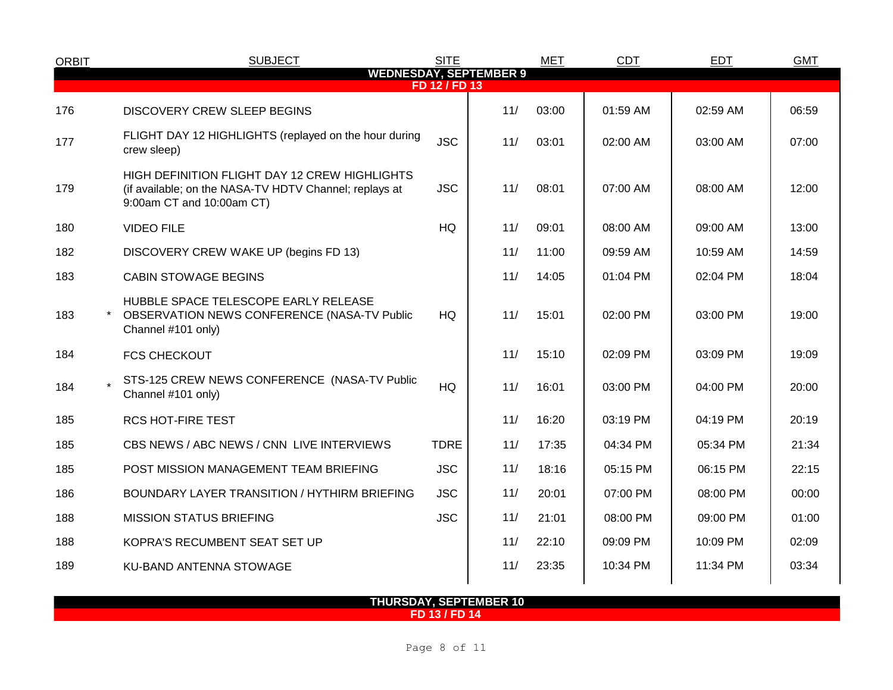| ORBIT | | SUBJECT | SITE | MET | | CDT | EDT | GMT |
|---|---|---|---|---|---|---|---|---|
| **WEDNESDAY, SEPTEMBER 9** | | | | | | | | |
| **FD 12 / FD 13** | | | | | | | | |
| 176 | | DISCOVERY CREW SLEEP BEGINS | | 11/ | 03:00 | 01:59 AM | 02:59 AM | 06:59 |
| 177 | | FLIGHT DAY 12 HIGHLIGHTS (replayed on the hour during crew sleep) | JSC | 11/ | 03:01 | 02:00 AM | 03:00 AM | 07:00 |
| 179 | | HIGH DEFINITION FLIGHT DAY 12 CREW HIGHLIGHTS (if available; on the NASA-TV HDTV Channel; replays at 9:00am CT and 10:00am CT) | JSC | 11/ | 08:01 | 07:00 AM | 08:00 AM | 12:00 |
| 180 | | VIDEO FILE | HQ | 11/ | 09:01 | 08:00 AM | 09:00 AM | 13:00 |
| 182 | | DISCOVERY CREW WAKE UP (begins FD 13) | | 11/ | 11:00 | 09:59 AM | 10:59 AM | 14:59 |
| 183 | | CABIN STOWAGE BEGINS | | 11/ | 14:05 | 01:04 PM | 02:04 PM | 18:04 |
| 183 | * | HUBBLE SPACE TELESCOPE EARLY RELEASE OBSERVATION NEWS CONFERENCE (NASA-TV Public Channel #101 only) | HQ | 11/ | 15:01 | 02:00 PM | 03:00 PM | 19:00 |
| 184 | | FCS CHECKOUT | | 11/ | 15:10 | 02:09 PM | 03:09 PM | 19:09 |
| 184 | * | STS-125 CREW NEWS CONFERENCE (NASA-TV Public Channel #101 only) | HQ | 11/ | 16:01 | 03:00 PM | 04:00 PM | 20:00 |
| 185 | | RCS HOT-FIRE TEST | | 11/ | 16:20 | 03:19 PM | 04:19 PM | 20:19 |
| 185 | | CBS NEWS / ABC NEWS / CNN LIVE INTERVIEWS | TDRE | 11/ | 17:35 | 04:34 PM | 05:34 PM | 21:34 |
| 185 | | POST MISSION MANAGEMENT TEAM BRIEFING | JSC | 11/ | 18:16 | 05:15 PM | 06:15 PM | 22:15 |
| 186 | | BOUNDARY LAYER TRANSITION / HYTHIRM BRIEFING | JSC | 11/ | 20:01 | 07:00 PM | 08:00 PM | 00:00 |
| 188 | | MISSION STATUS BRIEFING | JSC | 11/ | 21:01 | 08:00 PM | 09:00 PM | 01:00 |
| 188 | | KOPRA'S RECUMBENT SEAT SET UP | | 11/ | 22:10 | 09:09 PM | 10:09 PM | 02:09 |
| 189 | | KU-BAND ANTENNA STOWAGE | | 11/ | 23:35 | 10:34 PM | 11:34 PM | 03:34 |
| **THURSDAY, SEPTEMBER 10** | | | | | | | | |
| **FD 13 / FD 14** | | | | | | | | |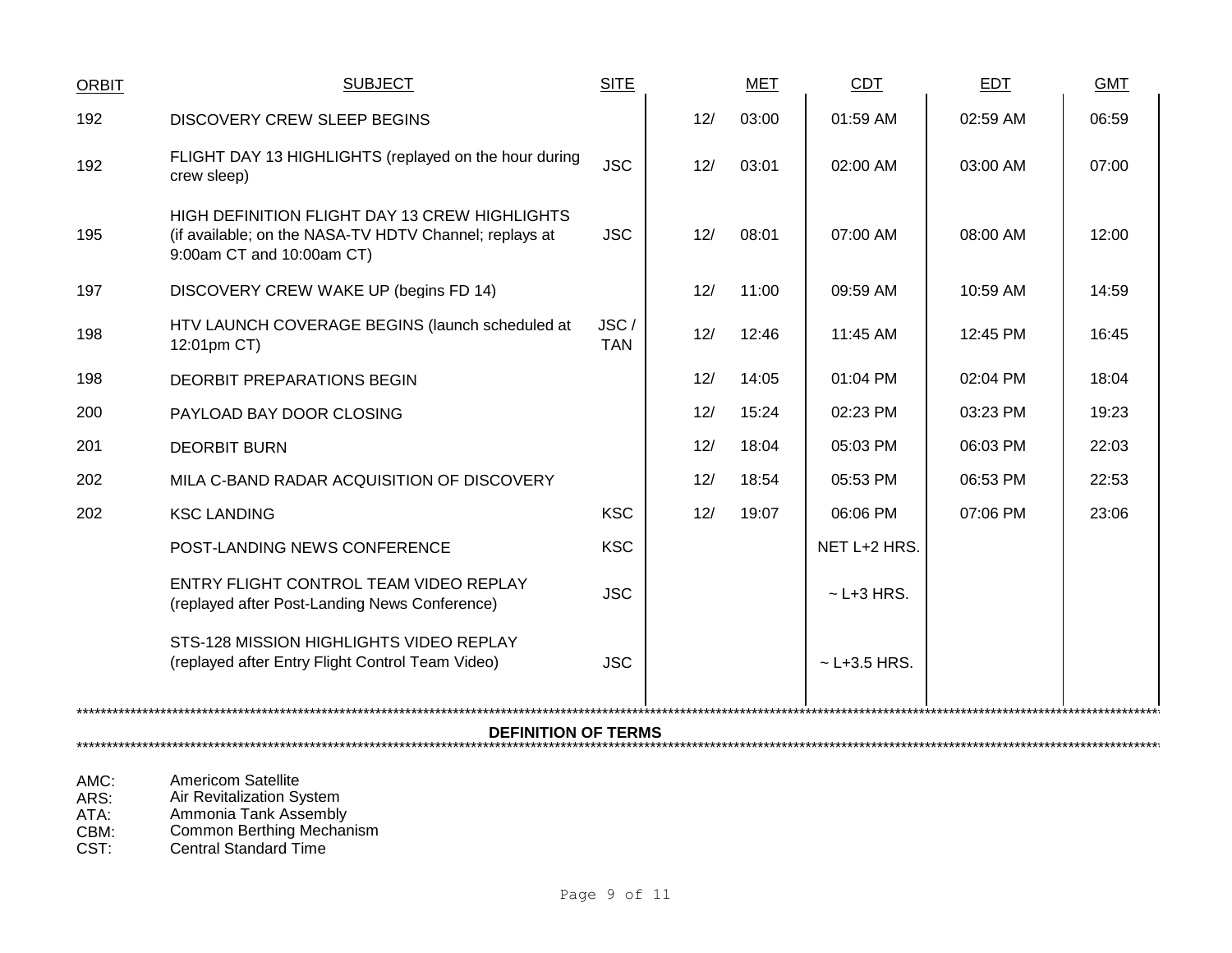| ORBIT | SUBJECT | SITE | MET | CDT | EDT | GMT |
|---|---|---|---|---|---|---|
| 192 | DISCOVERY CREW SLEEP BEGINS | | 12/ 03:00 | 01:59 AM | 02:59 AM | 06:59 |
| 192 | FLIGHT DAY 13 HIGHLIGHTS (replayed on the hour during crew sleep) | JSC | 12/ 03:01 | 02:00 AM | 03:00 AM | 07:00 |
| 195 | HIGH DEFINITION FLIGHT DAY 13 CREW HIGHLIGHTS (if available; on the NASA-TV HDTV Channel; replays at 9:00am CT and 10:00am CT) | JSC | 12/ 08:01 | 07:00 AM | 08:00 AM | 12:00 |
| 197 | DISCOVERY CREW WAKE UP (begins FD 14) | | 12/ 11:00 | 09:59 AM | 10:59 AM | 14:59 |
| 198 | HTV LAUNCH COVERAGE BEGINS (launch scheduled at 12:01pm CT) | JSC / TAN | 12/ 12:46 | 11:45 AM | 12:45 PM | 16:45 |
| 198 | DEORBIT PREPARATIONS BEGIN | | 12/ 14:05 | 01:04 PM | 02:04 PM | 18:04 |
| 200 | PAYLOAD BAY DOOR CLOSING | | 12/ 15:24 | 02:23 PM | 03:23 PM | 19:23 |
| 201 | DEORBIT BURN | | 12/ 18:04 | 05:03 PM | 06:03 PM | 22:03 |
| 202 | MILA C-BAND RADAR ACQUISITION OF DISCOVERY | | 12/ 18:54 | 05:53 PM | 06:53 PM | 22:53 |
| 202 | KSC LANDING | KSC | 12/ 19:07 | 06:06 PM | 07:06 PM | 23:06 |
| | POST-LANDING NEWS CONFERENCE | KSC | | NET L+2 HRS. | | |
| | ENTRY FLIGHT CONTROL TEAM VIDEO REPLAY (replayed after Post-Landing News Conference) | JSC | | ~ L+3 HRS. | | |
| | STS-128 MISSION HIGHLIGHTS VIDEO REPLAY (replayed after Entry Flight Control Team Video) | JSC | | ~ L+3.5 HRS. | | |

**DEFINITION OF TERMS**

AMC: Americom Satellite
ARS: Air Revitalization System
ATA: Ammonia Tank Assembly
CBM: Common Berthing Mechanism
CST: Central Standard Time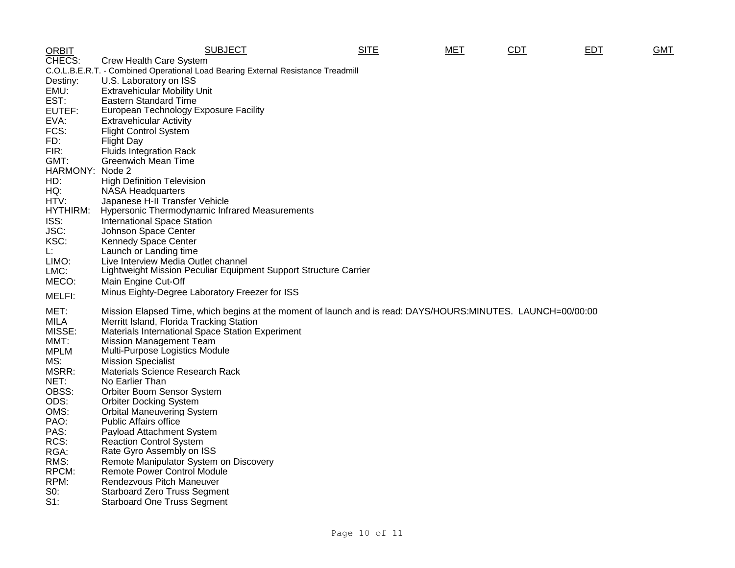| ORBIT | SUBJECT | SITE | MET | CDT | EDT | GMT |
|---|---|---|---|---|---|---|

CHECS: Crew Health Care System
C.O.L.B.E.R.T. - Combined Operational Load Bearing External Resistance Treadmill
Destiny: U.S. Laboratory on ISS
EMU: Extravehicular Mobility Unit
EST: Eastern Standard Time
EUTEF: European Technology Exposure Facility
EVA: Extravehicular Activity
FCS: Flight Control System
FD: Flight Day
FIR: Fluids Integration Rack
GMT: Greenwich Mean Time
HARMONY: Node 2
HD: High Definition Television
HQ: NASA Headquarters
HTV: Japanese H-II Transfer Vehicle
HYTHIRM: Hypersonic Thermodynamic Infrared Measurements
ISS: International Space Station
JSC: Johnson Space Center
KSC: Kennedy Space Center
L: Launch or Landing time
LIMO: Live Interview Media Outlet channel
LMC: Lightweight Mission Peculiar Equipment Support Structure Carrier
MECO: Main Engine Cut-Off
MELFI: Minus Eighty-Degree Laboratory Freezer for ISS
MET: Mission Elapsed Time, which begins at the moment of launch and is read: DAYS/HOURS:MINUTES. LAUNCH=00/00:00
MILA Merritt Island, Florida Tracking Station
MISSE: Materials International Space Station Experiment
MMT: Mission Management Team
MPLM Multi-Purpose Logistics Module
MS: Mission Specialist
MSRR: Materials Science Research Rack
NET: No Earlier Than
OBSS: Orbiter Boom Sensor System
ODS: Orbiter Docking System
OMS: Orbital Maneuvering System
PAO: Public Affairs office
PAS: Payload Attachment System
RCS: Reaction Control System
RGA: Rate Gyro Assembly on ISS
RMS: Remote Manipulator System on Discovery
RPCM: Remote Power Control Module
RPM: Rendezvous Pitch Maneuver
S0: Starboard Zero Truss Segment
S1: Starboard One Truss Segment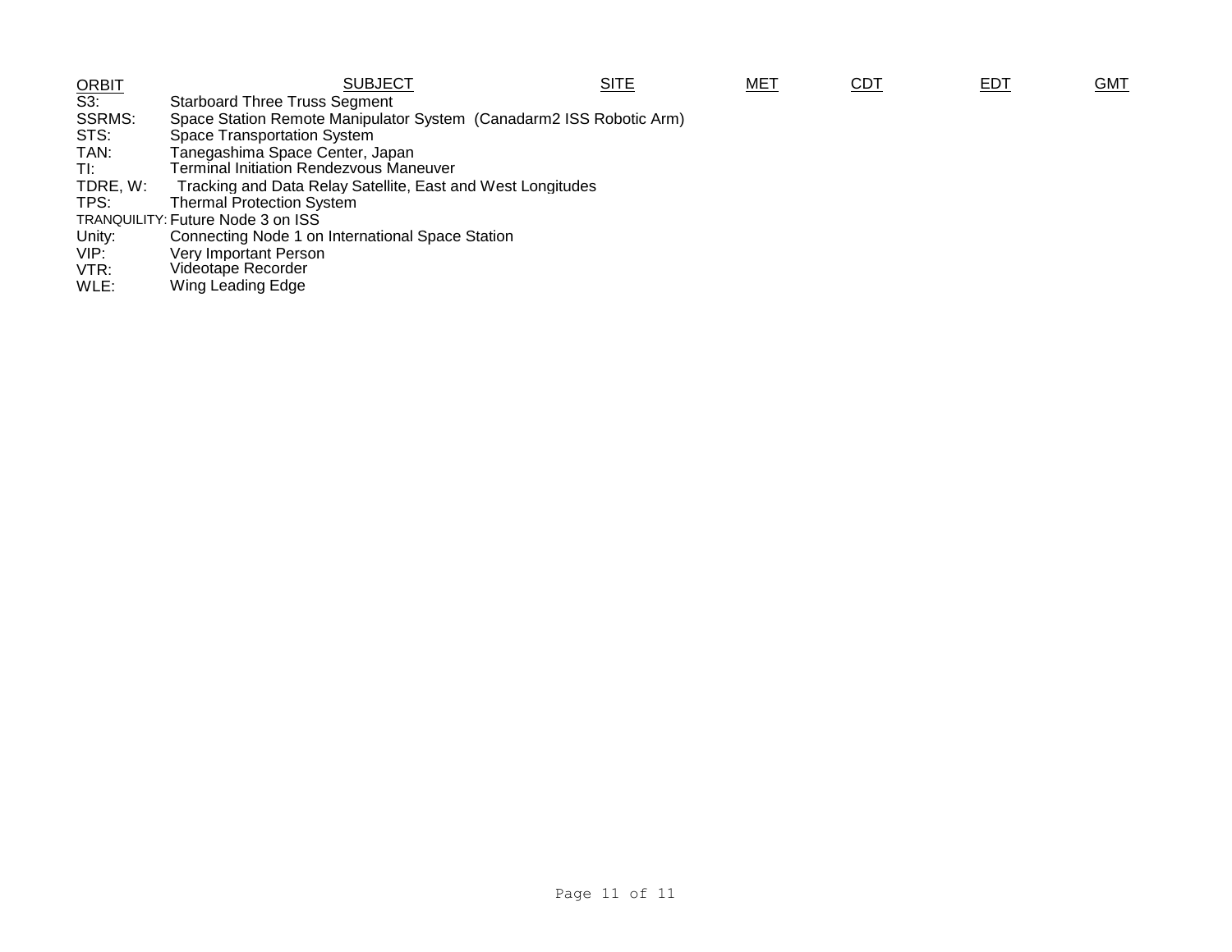| ORBIT | SUBJECT | SITE | MET | CDT | EDT | GMT |
|---|---|---|---|---|---|---|
| S3: | Starboard Three Truss Segment | | | | | |
| SSRMS: | Space Station Remote Manipulator System (Canadarm2 ISS Robotic Arm) | | | | | |
| STS: | Space Transportation System | | | | | |
| TAN: | Tanegashima Space Center, Japan | | | | | |
| TI: | Terminal Initiation Rendezvous Maneuver | | | | | |
| TDRE, W: | Tracking and Data Relay Satellite, East and West Longitudes | | | | | |
| TPS: | Thermal Protection System | | | | | |
| TRANQUILITY: | Future Node 3 on ISS | | | | | |
| Unity: | Connecting Node 1 on International Space Station | | | | | |
| VIP: | Very Important Person | | | | | |
| VTR: | Videotape Recorder | | | | | |
| WLE: | Wing Leading Edge | | | | | |